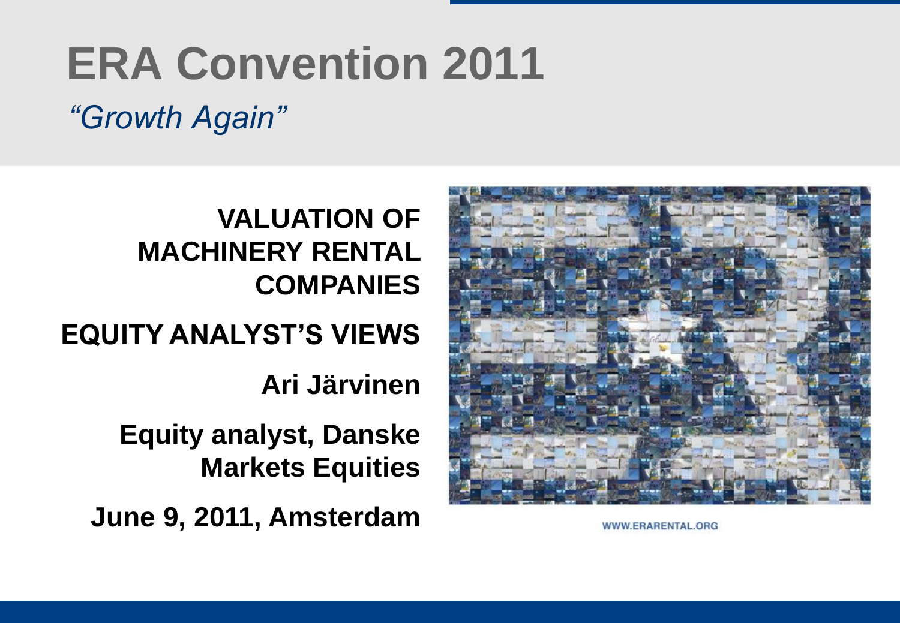# ERA Convention 2011

*"Growth Again"*

**VALUATION OF MACHINERY RENTAL COMPANIES**

**EQUITY ANALYST'S VIEWS**

**Ari Järvinen**

**Equity analyst, Danske Markets Equities**

**June 9, 2011, Amsterdam**

WWW.ERARENTAL.ORG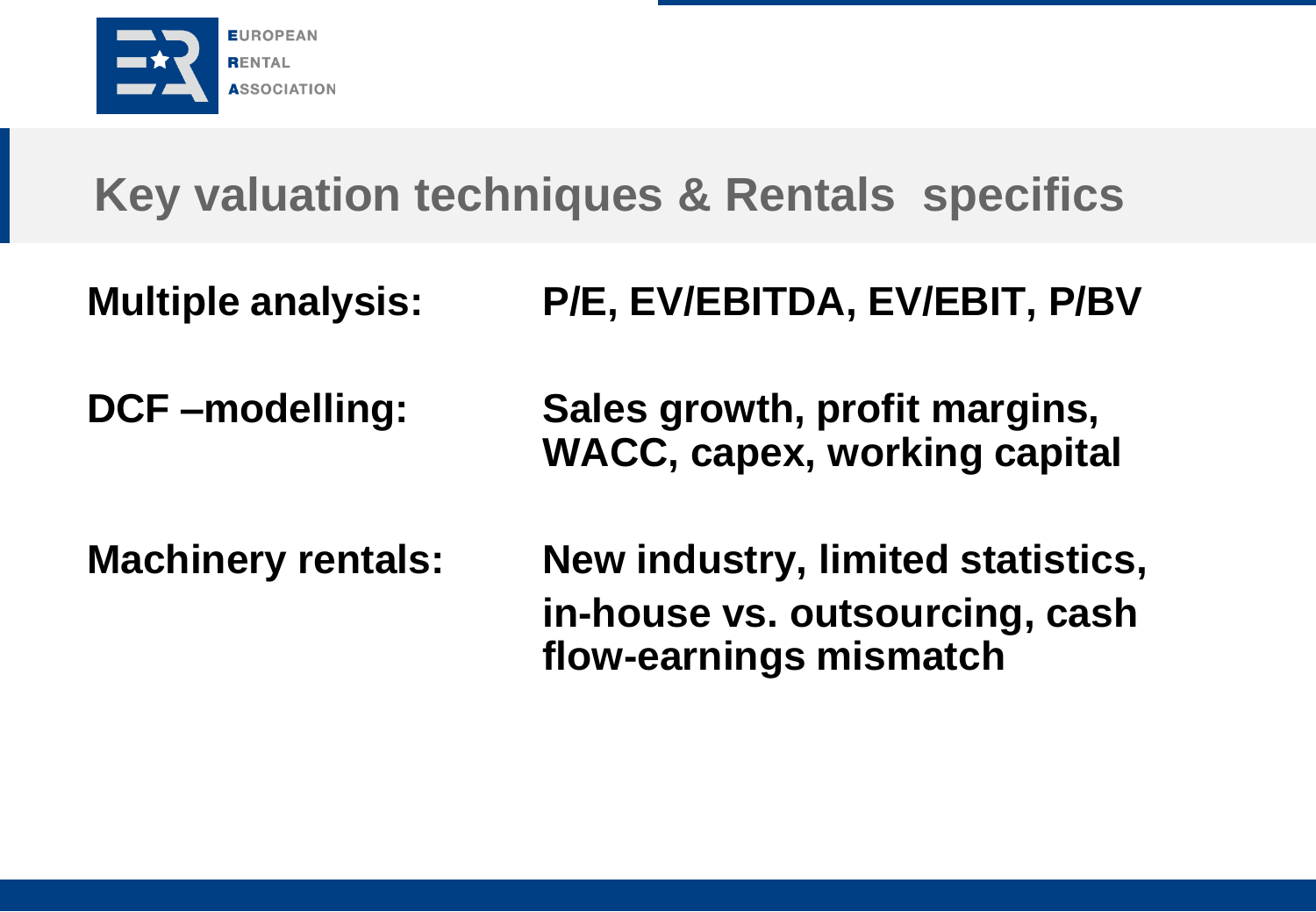# Key valuation techniques & Rentals specifics

| | |
|---|---|
| **Multiple analysis:** | **P/E, EV/EBITDA, EV/EBIT, P/BV** |
| **DCF –modelling:** | **Sales growth, profit margins, WACC, capex, working capital** |
| **Machinery rentals:** | **New industry, limited statistics, in-house vs. outsourcing, cash flow-earnings mismatch** |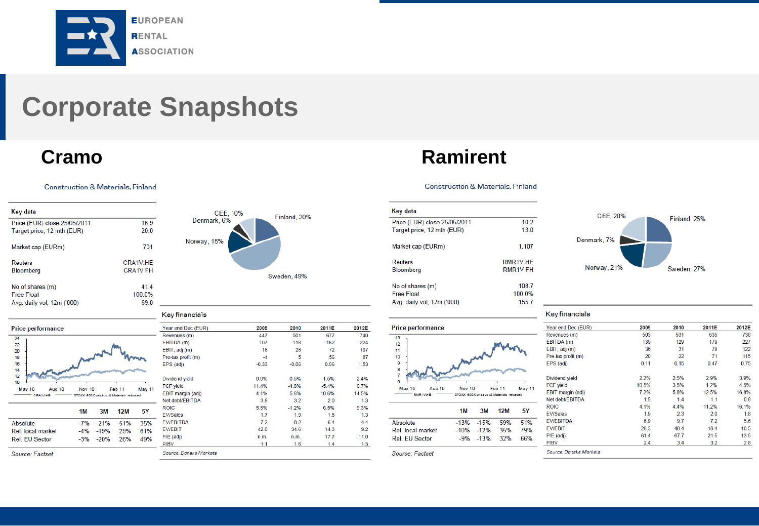# Corporate Snapshots

## Cramo

Construction & Materials, Finland

| Key data | |
|---|---|
| Price (EUR) close 25/05/2011 | 16.9 |
| Target price, 12 mth (EUR) | 20.0 |
| Market cap (EURm) | 701 |
| Reuters | CRA1V.HE |
| Bloomberg | CRA1V FH |
| No of shares (m) | 41.4 |
| Free Float | 100.0% |
| Avg. daily vol, 12m ('000) | 69.0 |

CEE, 10%; Denmark, 6%; Finland, 20%; Norway, 15%; Sweden, 49%

**Price performance**

| | 1M | 3M | 12M | 5Y |
|---|---|---|---|---|
| Absolute | -7% | -21% | 51% | 35% |
| Rel. local market | -4% | -19% | 29% | 61% |
| Rel. EU Sector | -3% | -20% | 26% | 49% |

*Source: Factset*

**Key financials**

| Year end Dec (EUR) | 2009 | 2010 | 2011E | 2012E |
|---|---|---|---|---|
| Revenues (m) | 447 | 501 | 677 | 740 |
| EBITDA (m) | 107 | 118 | 162 | 224 |
| EBIT, adj (m) | 18 | 28 | 72 | 107 |
| Pre-tax profit (m) | -4 | 5 | 56 | 87 |
| EPS (adj) | -0.33 | -0.06 | 0.96 | 1.53 |
| Dividend yield | 0.0% | 0.5% | 1.5% | 2.4% |
| FCF yield | 11.4% | -4.8% | -5.4% | 6.7% |
| EBIT margin (adj) | 4.1% | 5.6% | 10.6% | 14.5% |
| Net debt/EBITDA | 3.8 | 3.2 | 2.0 | 1.3 |
| ROIC | 5.5% | -1.2% | 6.5% | 9.3% |
| EV/Sales | 1.7 | 1.9 | 1.5 | 1.3 |
| EV/EBITDA | 7.2 | 8.2 | 6.4 | 4.4 |
| EV/EBIT | 42.0 | 34.6 | 14.3 | 9.2 |
| P/E (adj) | n.m. | n.m. | 17.7 | 11.0 |
| P/BV | 1.1 | 1.6 | 1.4 | 1.3 |

*Source: Danske Markets*

## Ramirent

Construction & Materials, Finland

| Key data | |
|---|---|
| Price (EUR) close 25/05/2011 | 10.2 |
| Target price, 12 mth (EUR) | 13.0 |
| Market cap (EURm) | 1,107 |
| Reuters | RMR1V.HE |
| Bloomberg | RMR1V FH |
| No of shares (m) | 108.7 |
| Free Float | 100.0% |
| Avg. daily vol, 12m ('000) | 155.7 |

CEE, 20%; Finland, 25%; Denmark, 7%; Norway, 21%; Sweden, 27%

**Price performance**

| | 1M | 3M | 12M | 5Y |
|---|---|---|---|---|
| Absolute | -13% | -15% | 59% | 51% |
| Rel. local market | -10% | -12% | 35% | 79% |
| Rel. EU Sector | -9% | -13% | 32% | 66% |

*Source: Factset*

**Key financials**

| Year end Dec (EUR) | 2009 | 2010 | 2011E | 2012E |
|---|---|---|---|---|
| Revenues (m) | 503 | 531 | 635 | 730 |
| EBITDA (m) | 139 | 129 | 179 | 227 |
| EBIT, adj (m) | 36 | 31 | 79 | 122 |
| Pre-tax profit (m) | 20 | 22 | 71 | 115 |
| EPS (adj) | 0.11 | 0.15 | 0.47 | 0.75 |
| Dividend yield | 2.2% | 2.5% | 2.9% | 3.9% |
| FCF yield | 10.5% | 3.5% | 1.2% | 4.5% |
| EBIT margin (adj) | 7.2% | 5.8% | 12.5% | 16.8% |
| Net debt/EBITDA | 1.5 | 1.4 | 1.1 | 0.8 |
| ROIC | 4.1% | 4.4% | 11.2% | 16.1% |
| EV/Sales | 1.9 | 2.3 | 2.0 | 1.8 |
| EV/EBITDA | 6.9 | 9.7 | 7.2 | 5.6 |
| EV/EBIT | 26.3 | 40.4 | 16.4 | 10.5 |
| P/E (adj) | 61.4 | 67.7 | 21.5 | 13.5 |
| P/BV | 2.4 | 3.4 | 3.2 | 2.8 |

*Source: Danske Markets*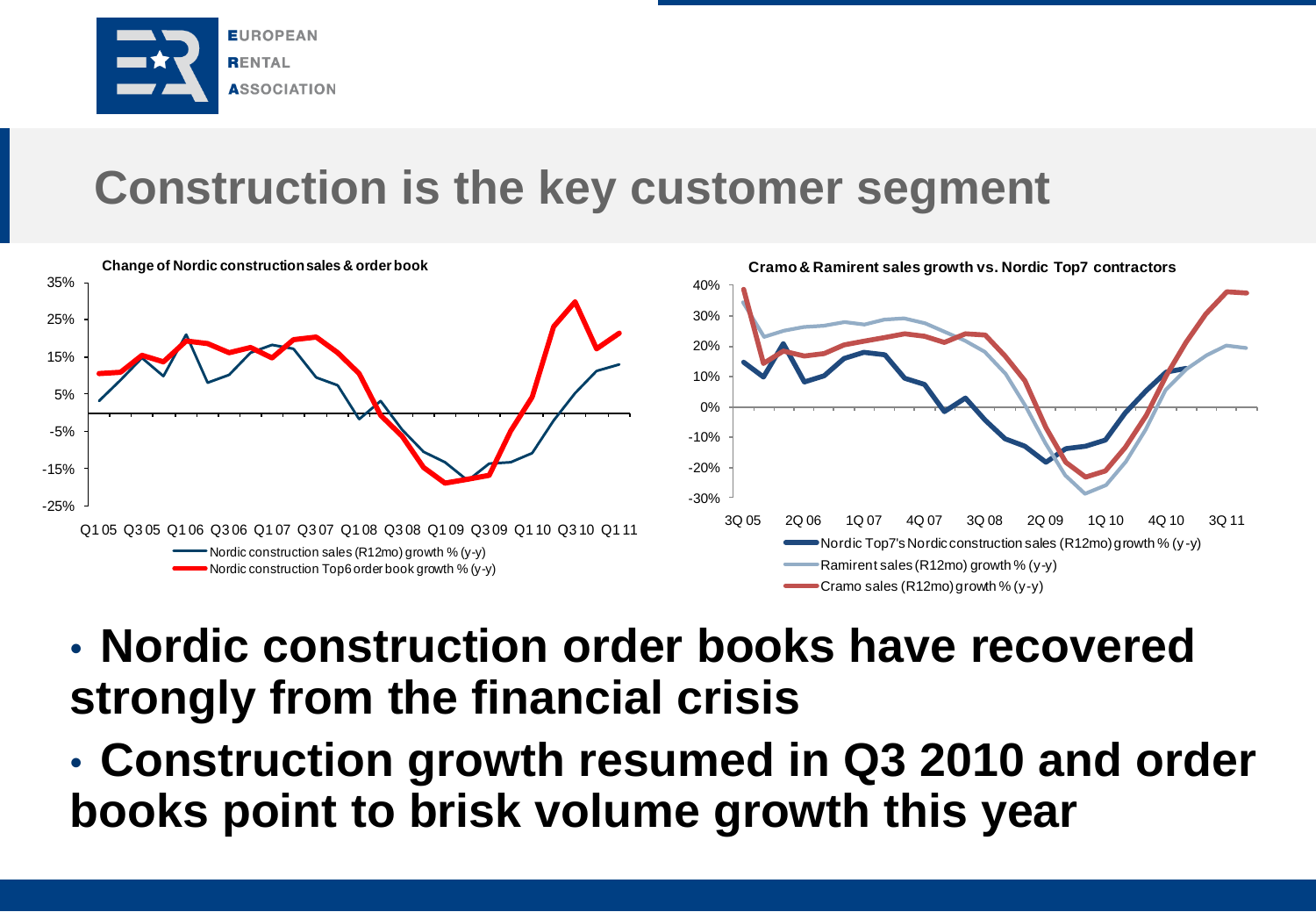# Construction is the key customer segment

**Change of Nordic construction sales & order book**

35%, 25%, 15%, 5%, -5%, -15%, -25%

Q1 05 Q3 05 Q1 06 Q3 06 Q1 07 Q3 07 Q1 08 Q3 08 Q1 09 Q3 09 Q1 10 Q3 10 Q1 11

- Nordic construction sales (R12mo) growth % (y-y)
- Nordic construction Top6 order book growth % (y-y)

**Cramo & Ramirent sales growth vs. Nordic Top7 contractors**

40%, 30%, 20%, 10%, 0%, -10%, -20%, -30%

3Q 05 2Q 06 1Q 07 4Q 07 3Q 08 2Q 09 1Q 10 4Q 10 3Q 11

- Nordic Top7's Nordic construction sales (R12mo) growth % (y-y)
- Ramirent sales (R12mo) growth % (y-y)
- Cramo sales (R12mo) growth % (y-y)

- **Nordic construction order books have recovered strongly from the financial crisis**
- **Construction growth resumed in Q3 2010 and order books point to brisk volume growth this year**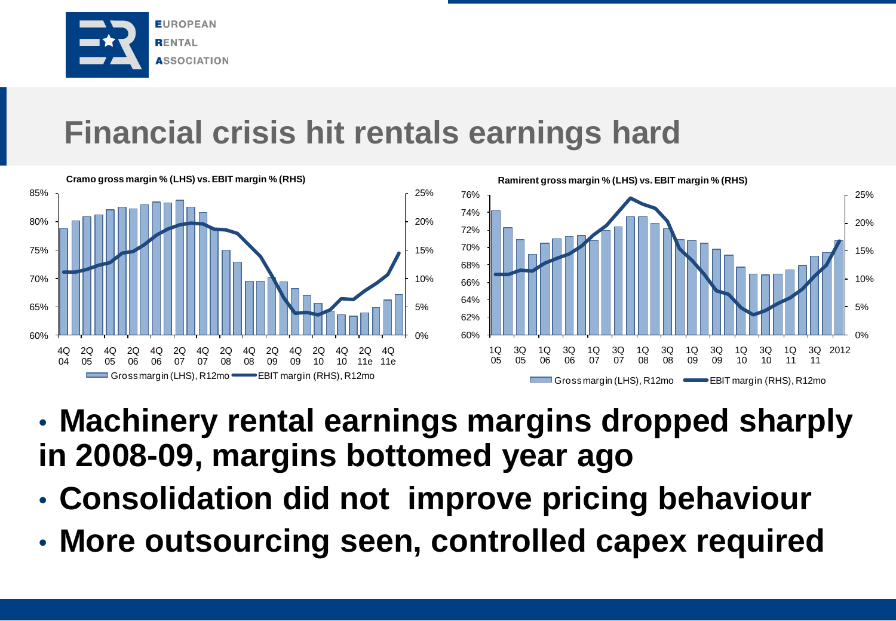# Financial crisis hit rentals earnings hard

**Cramo gross margin % (LHS) vs. EBIT margin % (RHS)**

Gross margin (LHS), R12mo — EBIT margin (RHS), R12mo

**Ramirent gross margin % (LHS) vs. EBIT margin % (RHS)**

Gross margin (LHS), R12mo — EBIT margin (RHS), R12mo

- **Machinery rental earnings margins dropped sharply in 2008-09, margins bottomed year ago**
- **Consolidation did not improve pricing behaviour**
- **More outsourcing seen, controlled capex required**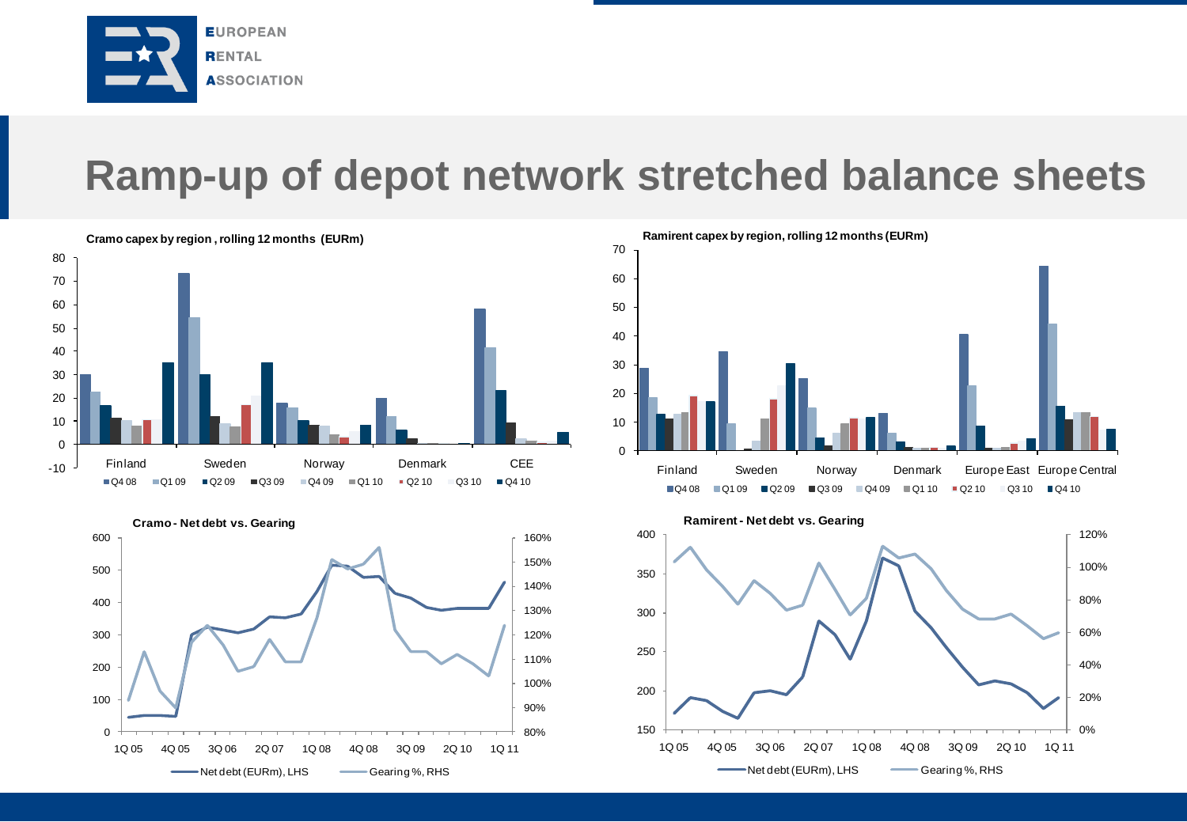# Ramp-up of depot network stretched balance sheets

**Cramo capex by region, rolling 12 months (EURm)**

Finland, Sweden, Norway, Denmark, CEE

Q4 08, Q1 09, Q2 09, Q3 09, Q4 09, Q1 10, Q2 10, Q3 10, Q4 10

**Ramirent capex by region, rolling 12 months (EURm)**

Finland, Sweden, Norway, Denmark, Europe East, Europe Central

Q4 08, Q1 09, Q2 09, Q3 09, Q4 09, Q1 10, Q2 10, Q3 10, Q4 10

**Cramo - Net debt vs. Gearing**

Net debt (EURm), LHS — Gearing %, RHS

**Ramirent - Net debt vs. Gearing**

Net debt (EURm), LHS — Gearing %, RHS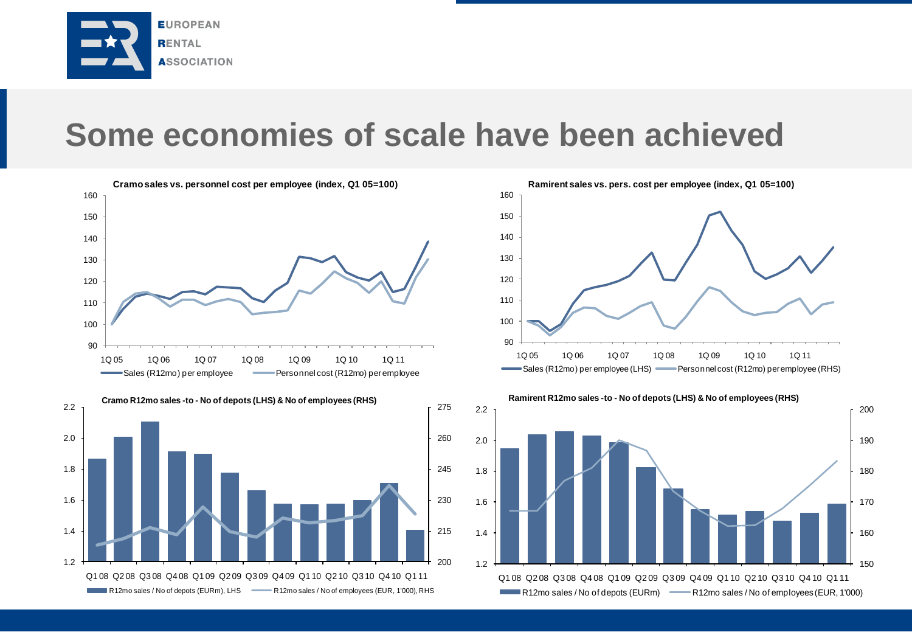# Some economies of scale have been achieved

**Cramo sales vs. personnel cost per employee (index, Q1 05=100)**

Sales (R12mo) per employee — Personnel cost (R12mo) per employee

**Ramirent sales vs. pers. cost per employee (index, Q1 05=100)**

Sales (R12mo) per employee (LHS) — Personnel cost (R12mo) per employee (RHS)

**Cramo R12mo sales -to - No of depots (LHS) & No of employees (RHS)**

R12mo sales / No of depots (EURm), LHS — R12mo sales / No of employees (EUR, 1'000), RHS

**Ramirent R12mo sales -to - No of depots (LHS) & No of employees (RHS)**

R12mo sales / No of depots (EURm) — R12mo sales / No of employees (EUR, 1'000)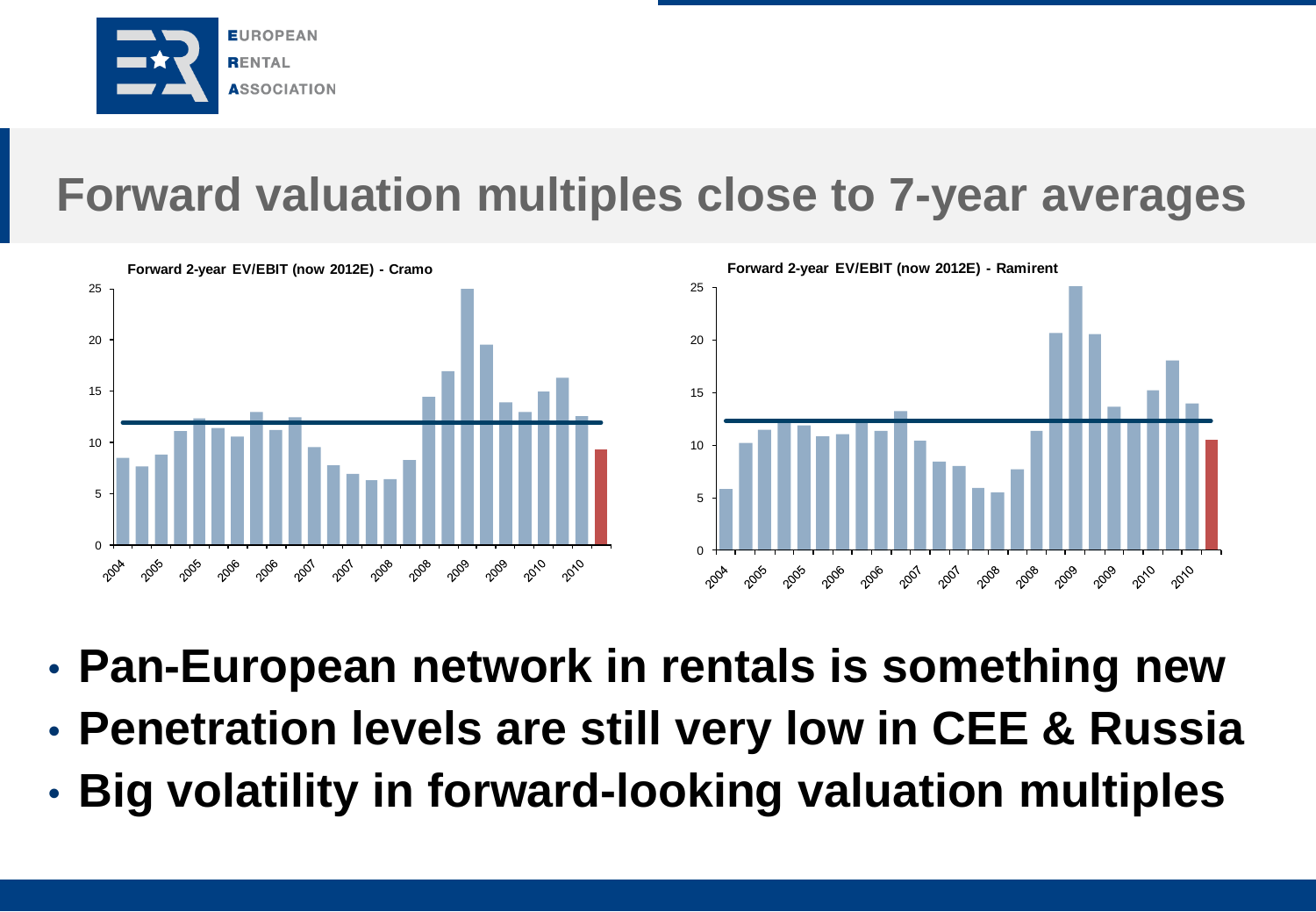# Forward valuation multiples close to 7-year averages

**Forward 2-year EV/EBIT (now 2012E) - Cramo**

**Forward 2-year EV/EBIT (now 2012E) - Ramirent**

- **Pan-European network in rentals is something new**
- **Penetration levels are still very low in CEE & Russia**
- **Big volatility in forward-looking valuation multiples**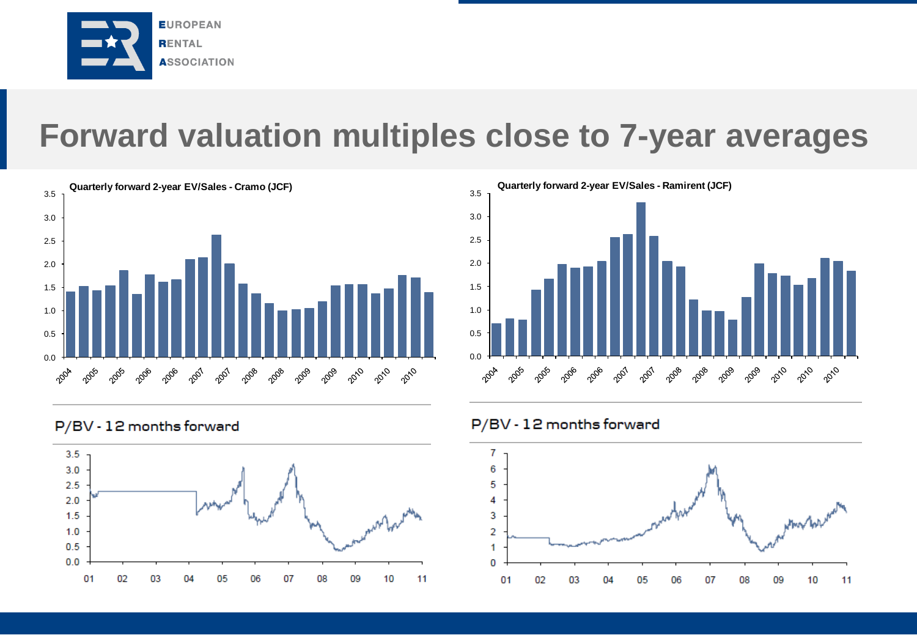# Forward valuation multiples close to 7-year averages

**Quarterly forward 2-year EV/Sales - Cramo (JCF)**

3.5
3.0
2.5
2.0
1.5
1.0
0.5
0.0

2004 2005 2005 2006 2006 2007 2007 2008 2008 2009 2009 2010 2010 2010

**Quarterly forward 2-year EV/Sales - Ramirent (JCF)**

3.5
3.0
2.5
2.0
1.5
1.0
0.5
0.0

2004 2005 2005 2006 2006 2007 2007 2008 2008 2009 2009 2010 2010 2010

P/BV - 12 months forward

3.5
3.0
2.5
2.0
1.5
1.0
0.5
0.0

01 02 03 04 05 06 07 08 09 10 11

P/BV - 12 months forward

7
6
5
4
3
2
1
0

01 02 03 04 05 06 07 08 09 10 11